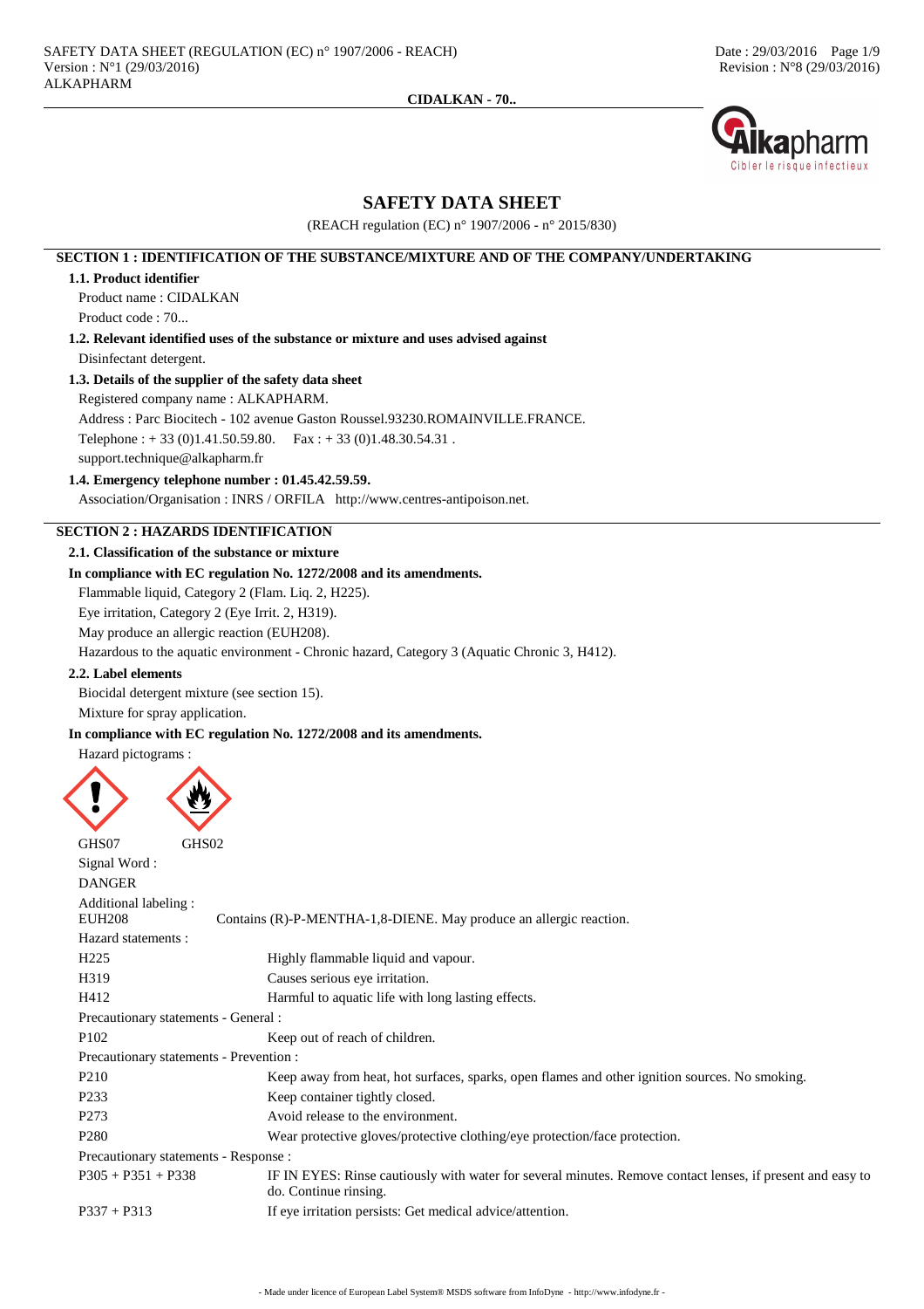# SAFETY DATA SHEET

(REACH regulation (EC) n° 1907/2006 - n° 2015/830)

## SECTION 1 : IDENTIFICATION OF THE SUBSTANCE/MIXTURE AND OF THE COMPANY/UNDERTAKING

### 1.1. Product identifier

Product name : CIDALKAN

Product code : 70...

### 1.2. Relevant identified uses of the substance or mixture and uses advised against

Disinfectant detergent.

### 1.3. Details of the supplier of the safety data sheet

Registered company name : ALKAPHARM.

Address : Parc Biocitech - 102 avenue Gaston Roussel.93230.ROMAINVILLE.FRANCE.

Telephone : + 33 (0)1.41.50.59.80. Fax : + 33 (0)1.48.30.54.31 .

support.technique@alkapharm.fr

### 1.4. Emergency telephone number : 01.45.42.59.59.

Association/Organisation : INRS / ORFILA http://www.centres-antipoison.net.

## SECTION 2 : HAZARDS IDENTIFICATION

### 2.1. Classification of the substance or mixture

**In compliance with EC regulation No. 1272/2008 and its amendments.**

Flammable liquid, Category 2 (Flam. Liq. 2, H225).

Eye irritation, Category 2 (Eye Irrit. 2, H319).

May produce an allergic reaction (EUH208).

Hazardous to the aquatic environment - Chronic hazard, Category 3 (Aquatic Chronic 3, H412).

### 2.2. Label elements

Biocidal detergent mixture (see section 15).

Mixture for spray application.

**In compliance with EC regulation No. 1272/2008 and its amendments.**

Hazard pictograms :

GHS07 GHS02

Signal Word :

DANGER

Additional labeling :

| | |
|---|---|
| EUH208 | Contains (R)-P-MENTHA-1,8-DIENE. May produce an allergic reaction. |

Hazard statements :

| | |
|---|---|
| H225 | Highly flammable liquid and vapour. |
| H319 | Causes serious eye irritation. |
| H412 | Harmful to aquatic life with long lasting effects. |

Precautionary statements - General :

| | |
|---|---|
| P102 | Keep out of reach of children. |

Precautionary statements - Prevention :

| | |
|---|---|
| P210 | Keep away from heat, hot surfaces, sparks, open flames and other ignition sources. No smoking. |
| P233 | Keep container tightly closed. |
| P273 | Avoid release to the environment. |
| P280 | Wear protective gloves/protective clothing/eye protection/face protection. |

Precautionary statements - Response :

| | |
|---|---|
| P305 + P351 + P338 | IF IN EYES: Rinse cautiously with water for several minutes. Remove contact lenses, if present and easy to do. Continue rinsing. |
| P337 + P313 | If eye irritation persists: Get medical advice/attention. |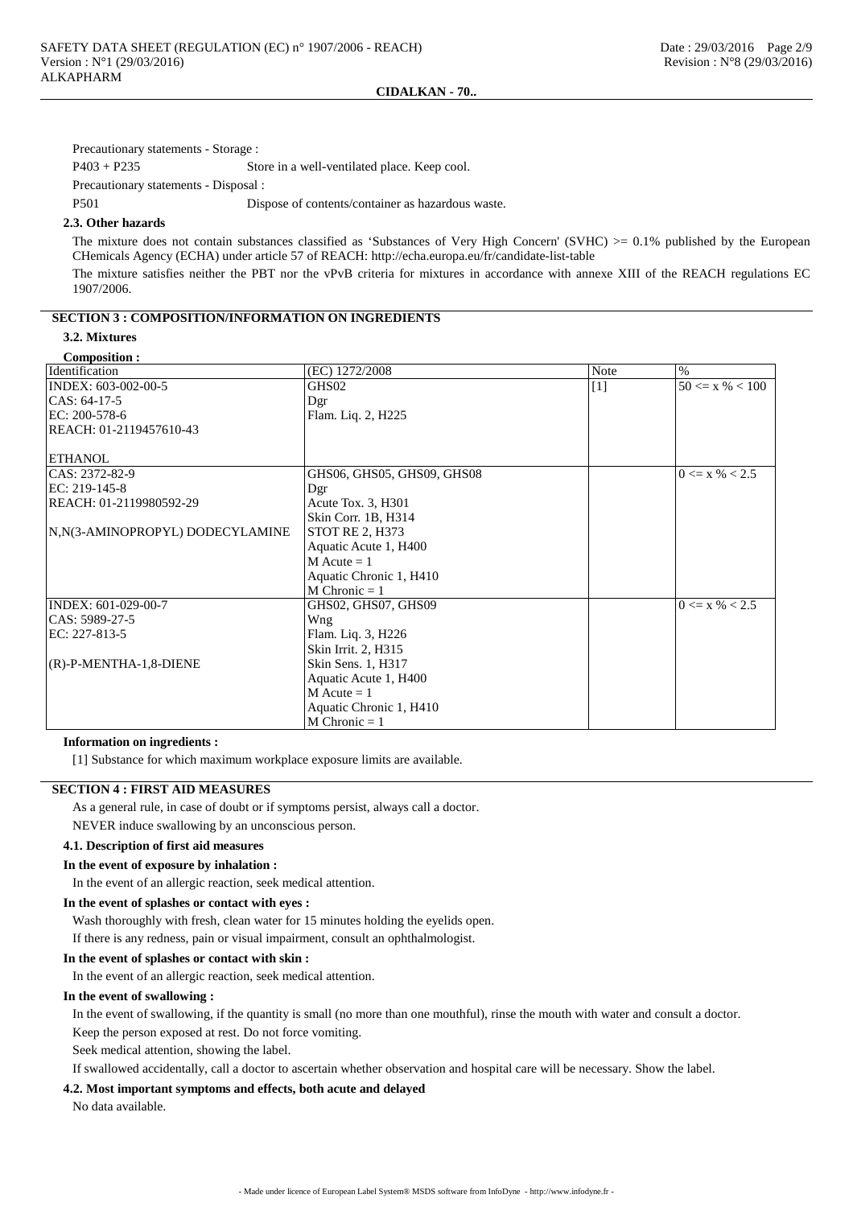Precautionary statements - Storage :

P403 + P235 Store in a well-ventilated place. Keep cool.

Precautionary statements - Disposal :

P501 Dispose of contents/container as hazardous waste.

### 2.3. Other hazards

The mixture does not contain substances classified as 'Substances of Very High Concern' (SVHC) >= 0.1% published by the European CHemicals Agency (ECHA) under article 57 of REACH: http://echa.europa.eu/fr/candidate-list-table

The mixture satisfies neither the PBT nor the vPvB criteria for mixtures in accordance with annexe XIII of the REACH regulations EC 1907/2006.

## SECTION 3 : COMPOSITION/INFORMATION ON INGREDIENTS

### 3.2. Mixtures

**Composition :**

| Identification | (EC) 1272/2008 | Note | % |
|---|---|---|---|
| INDEX: 603-002-00-5<br>CAS: 64-17-5<br>EC: 200-578-6<br>REACH: 01-2119457610-43<br><br>ETHANOL | GHS02<br>Dgr<br>Flam. Liq. 2, H225 | [1] | 50 <= x % < 100 |
| CAS: 2372-82-9<br>EC: 219-145-8<br>REACH: 01-2119980592-29<br><br>N,N(3-AMINOPROPYL) DODECYLAMINE | GHS06, GHS05, GHS09, GHS08<br>Dgr<br>Acute Tox. 3, H301<br>Skin Corr. 1B, H314<br>STOT RE 2, H373<br>Aquatic Acute 1, H400<br>M Acute = 1<br>Aquatic Chronic 1, H410<br>M Chronic = 1 | | 0 <= x % < 2.5 |
| INDEX: 601-029-00-7<br>CAS: 5989-27-5<br>EC: 227-813-5<br><br>(R)-P-MENTHA-1,8-DIENE | GHS02, GHS07, GHS09<br>Wng<br>Flam. Liq. 3, H226<br>Skin Irrit. 2, H315<br>Skin Sens. 1, H317<br>Aquatic Acute 1, H400<br>M Acute = 1<br>Aquatic Chronic 1, H410<br>M Chronic = 1 | | 0 <= x % < 2.5 |

**Information on ingredients :**

[1] Substance for which maximum workplace exposure limits are available.

## SECTION 4 : FIRST AID MEASURES

As a general rule, in case of doubt or if symptoms persist, always call a doctor.

NEVER induce swallowing by an unconscious person.

### 4.1. Description of first aid measures

**In the event of exposure by inhalation :**

In the event of an allergic reaction, seek medical attention.

**In the event of splashes or contact with eyes :**

Wash thoroughly with fresh, clean water for 15 minutes holding the eyelids open.

If there is any redness, pain or visual impairment, consult an ophthalmologist.

**In the event of splashes or contact with skin :**

In the event of an allergic reaction, seek medical attention.

**In the event of swallowing :**

In the event of swallowing, if the quantity is small (no more than one mouthful), rinse the mouth with water and consult a doctor.

Keep the person exposed at rest. Do not force vomiting.

Seek medical attention, showing the label.

If swallowed accidentally, call a doctor to ascertain whether observation and hospital care will be necessary. Show the label.

### 4.2. Most important symptoms and effects, both acute and delayed

No data available.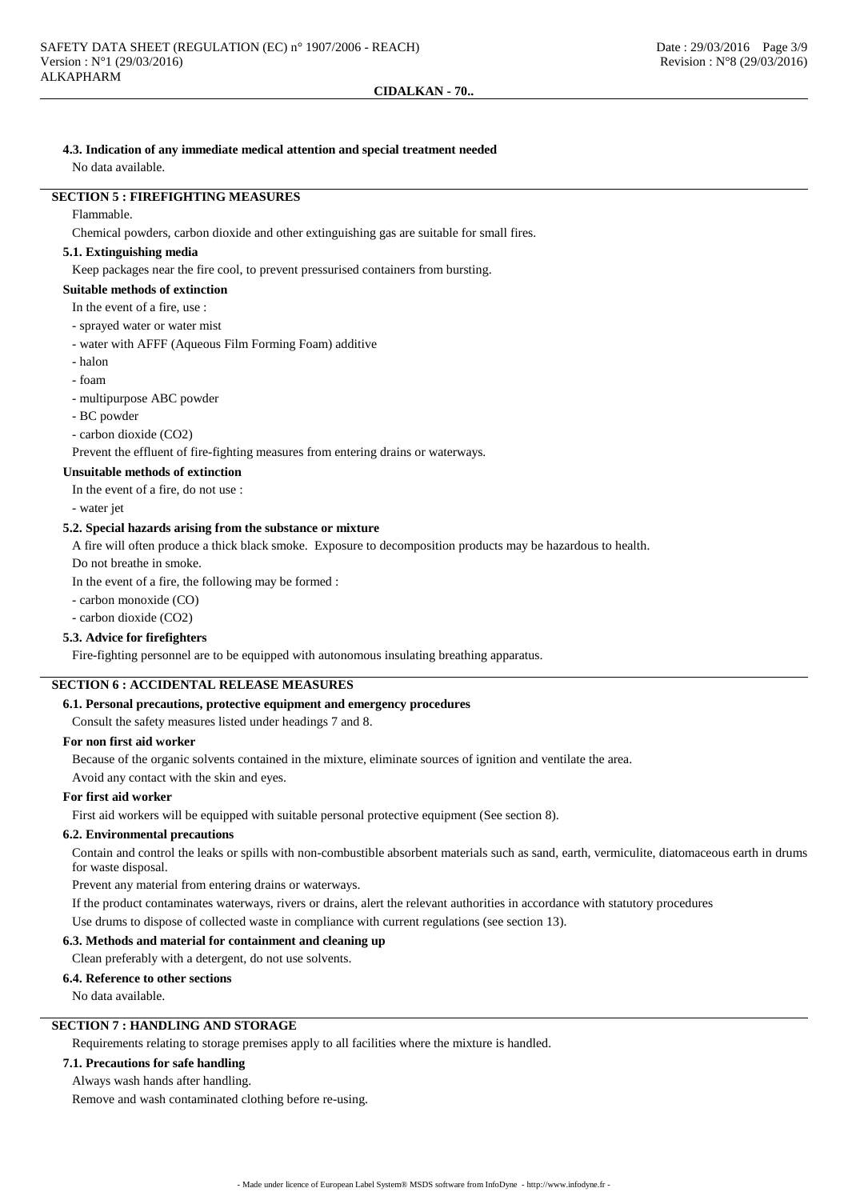#### 4.3. Indication of any immediate medical attention and special treatment needed

No data available.

## SECTION 5 : FIREFIGHTING MEASURES

Flammable.

Chemical powders, carbon dioxide and other extinguishing gas are suitable for small fires.

#### 5.1. Extinguishing media

Keep packages near the fire cool, to prevent pressurised containers from bursting.

#### Suitable methods of extinction

In the event of a fire, use :

- sprayed water or water mist
- water with AFFF (Aqueous Film Forming Foam) additive
- halon
- foam
- multipurpose ABC powder
- BC powder
- carbon dioxide ($CO_2$)

Prevent the effluent of fire-fighting measures from entering drains or waterways.

#### Unsuitable methods of extinction

In the event of a fire, do not use :

- water jet

#### 5.2. Special hazards arising from the substance or mixture

A fire will often produce a thick black smoke. Exposure to decomposition products may be hazardous to health.

Do not breathe in smoke.

In the event of a fire, the following may be formed :

- carbon monoxide (CO)
- carbon dioxide ($CO_2$)

#### 5.3. Advice for firefighters

Fire-fighting personnel are to be equipped with autonomous insulating breathing apparatus.

## SECTION 6 : ACCIDENTAL RELEASE MEASURES

#### 6.1. Personal precautions, protective equipment and emergency procedures

Consult the safety measures listed under headings 7 and 8.

#### For non first aid worker

Because of the organic solvents contained in the mixture, eliminate sources of ignition and ventilate the area.

Avoid any contact with the skin and eyes.

#### For first aid worker

First aid workers will be equipped with suitable personal protective equipment (See section 8).

#### 6.2. Environmental precautions

Contain and control the leaks or spills with non-combustible absorbent materials such as sand, earth, vermiculite, diatomaceous earth in drums for waste disposal.

Prevent any material from entering drains or waterways.

If the product contaminates waterways, rivers or drains, alert the relevant authorities in accordance with statutory procedures

Use drums to dispose of collected waste in compliance with current regulations (see section 13).

#### 6.3. Methods and material for containment and cleaning up

Clean preferably with a detergent, do not use solvents.

#### 6.4. Reference to other sections

No data available.

## SECTION 7 : HANDLING AND STORAGE

Requirements relating to storage premises apply to all facilities where the mixture is handled.

#### 7.1. Precautions for safe handling

Always wash hands after handling.

Remove and wash contaminated clothing before re-using.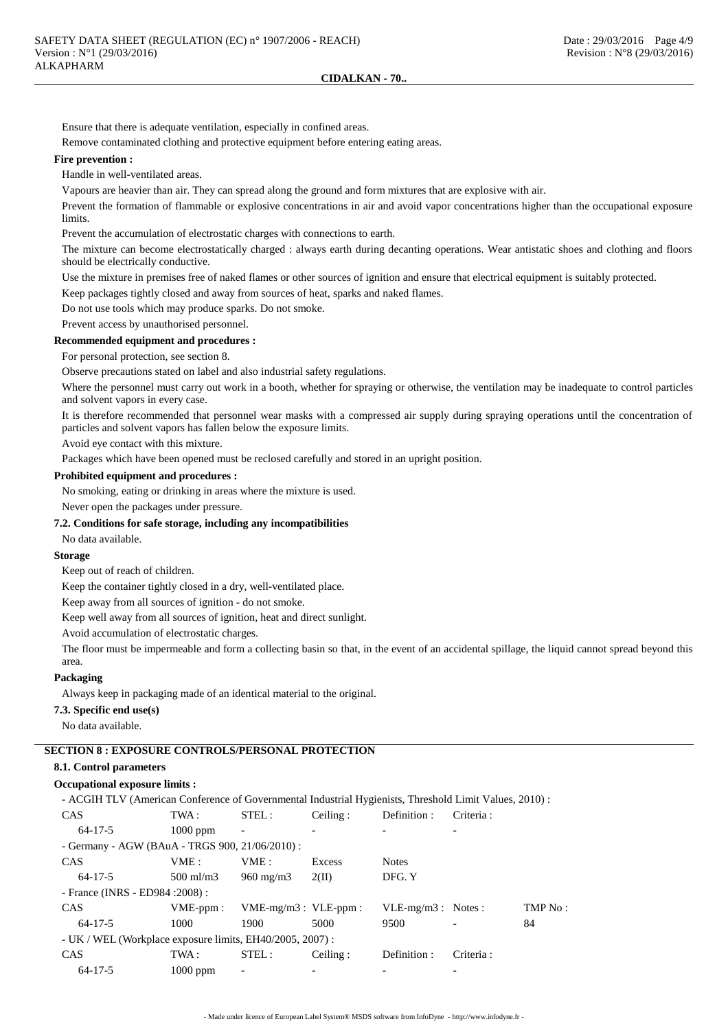Ensure that there is adequate ventilation, especially in confined areas.

Remove contaminated clothing and protective equipment before entering eating areas.

**Fire prevention :**

Handle in well-ventilated areas.

Vapours are heavier than air. They can spread along the ground and form mixtures that are explosive with air.

Prevent the formation of flammable or explosive concentrations in air and avoid vapor concentrations higher than the occupational exposure limits.

Prevent the accumulation of electrostatic charges with connections to earth.

The mixture can become electrostatically charged : always earth during decanting operations. Wear antistatic shoes and clothing and floors should be electrically conductive.

Use the mixture in premises free of naked flames or other sources of ignition and ensure that electrical equipment is suitably protected.

Keep packages tightly closed and away from sources of heat, sparks and naked flames.

Do not use tools which may produce sparks. Do not smoke.

Prevent access by unauthorised personnel.

**Recommended equipment and procedures :**

For personal protection, see section 8.

Observe precautions stated on label and also industrial safety regulations.

Where the personnel must carry out work in a booth, whether for spraying or otherwise, the ventilation may be inadequate to control particles and solvent vapors in every case.

It is therefore recommended that personnel wear masks with a compressed air supply during spraying operations until the concentration of particles and solvent vapors has fallen below the exposure limits.

Avoid eye contact with this mixture.

Packages which have been opened must be reclosed carefully and stored in an upright position.

**Prohibited equipment and procedures :**

No smoking, eating or drinking in areas where the mixture is used.

Never open the packages under pressure.

### 7.2. Conditions for safe storage, including any incompatibilities

No data available.

**Storage**

Keep out of reach of children.

Keep the container tightly closed in a dry, well-ventilated place.

Keep away from all sources of ignition - do not smoke.

Keep well away from all sources of ignition, heat and direct sunlight.

Avoid accumulation of electrostatic charges.

The floor must be impermeable and form a collecting basin so that, in the event of an accidental spillage, the liquid cannot spread beyond this area.

**Packaging**

Always keep in packaging made of an identical material to the original.

### 7.3. Specific end use(s)

No data available.

## SECTION 8 : EXPOSURE CONTROLS/PERSONAL PROTECTION

### 8.1. Control parameters

**Occupational exposure limits :**

- ACGIH TLV (American Conference of Governmental Industrial Hygienists, Threshold Limit Values, 2010) :

| CAS | TWA : | STEL : | Ceiling : | Definition : | Criteria : |
|---|---|---|---|---|---|
| 64-17-5 | 1000 ppm | - | - | - | - |

- Germany - AGW (BAuA - TRGS 900, 21/06/2010) :

| CAS | VME : | VME : | Excess | Notes |
|---|---|---|---|---|
| 64-17-5 | 500 ml/m3 | 960 mg/m3 | 2(II) | DFG, Y |

- France (INRS - ED984 :2008) :

| CAS | VME-ppm : | VME-mg/m3 : | VLE-ppm : | VLE-mg/m3 : | Notes : | TMP No : |
|---|---|---|---|---|---|---|
| 64-17-5 | 1000 | 1900 | 5000 | 9500 | - | 84 |

- UK / WEL (Workplace exposure limits, EH40/2005, 2007) :

| CAS | TWA : | STEL : | Ceiling : | Definition : | Criteria : |
|---|---|---|---|---|---|
| 64-17-5 | 1000 ppm | - | - | - | - |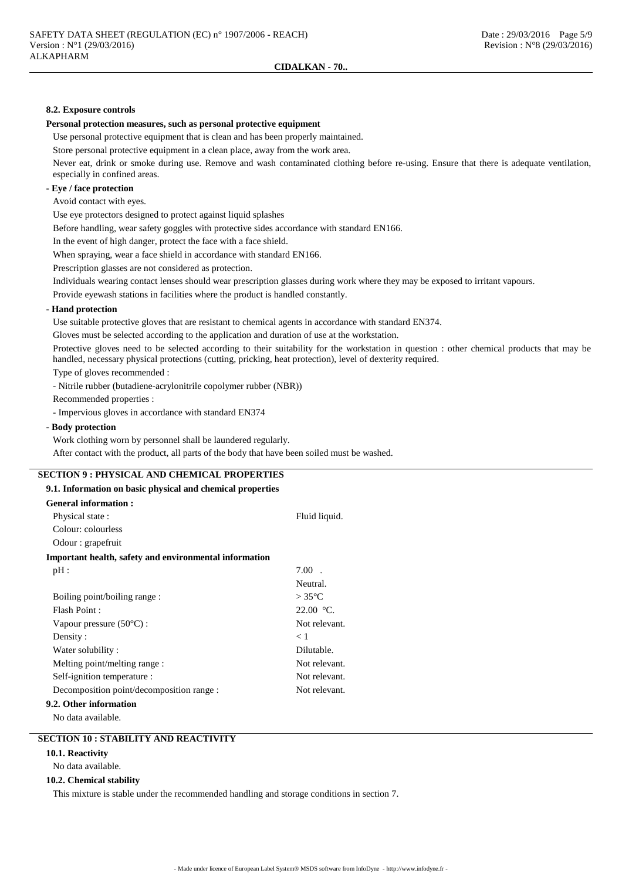#### 8.2. Exposure controls

**Personal protection measures, such as personal protective equipment**

Use personal protective equipment that is clean and has been properly maintained.

Store personal protective equipment in a clean place, away from the work area.

Never eat, drink or smoke during use. Remove and wash contaminated clothing before re-using. Ensure that there is adequate ventilation, especially in confined areas.

**- Eye / face protection**

Avoid contact with eyes.

Use eye protectors designed to protect against liquid splashes

Before handling, wear safety goggles with protective sides accordance with standard EN166.

In the event of high danger, protect the face with a face shield.

When spraying, wear a face shield in accordance with standard EN166.

Prescription glasses are not considered as protection.

Individuals wearing contact lenses should wear prescription glasses during work where they may be exposed to irritant vapours.

Provide eyewash stations in facilities where the product is handled constantly.

**- Hand protection**

Use suitable protective gloves that are resistant to chemical agents in accordance with standard EN374.

Gloves must be selected according to the application and duration of use at the workstation.

Protective gloves need to be selected according to their suitability for the workstation in question : other chemical products that may be handled, necessary physical protections (cutting, pricking, heat protection), level of dexterity required.

Type of gloves recommended :

- Nitrile rubber (butadiene-acrylonitrile copolymer rubber (NBR))

Recommended properties :

- Impervious gloves in accordance with standard EN374

**- Body protection**

Work clothing worn by personnel shall be laundered regularly.

After contact with the product, all parts of the body that have been soiled must be washed.

## SECTION 9 : PHYSICAL AND CHEMICAL PROPERTIES

#### 9.1. Information on basic physical and chemical properties

**General information :**

| | |
|---|---|
| Physical state : | Fluid liquid. |
| Colour: colourless | |
| Odour : grapefruit | |

**Important health, safety and environmental information**

| | |
|---|---|
| pH : | 7.00 . |
| | Neutral. |
| Boiling point/boiling range : | > 35°C |
| Flash Point : | 22.00 °C. |
| Vapour pressure (50°C) : | Not relevant. |
| Density : | < 1 |
| Water solubility : | Dilutable. |
| Melting point/melting range : | Not relevant. |
| Self-ignition temperature : | Not relevant. |
| Decomposition point/decomposition range : | Not relevant. |

#### 9.2. Other information

No data available.

## SECTION 10 : STABILITY AND REACTIVITY

#### 10.1. Reactivity

No data available.

#### 10.2. Chemical stability

This mixture is stable under the recommended handling and storage conditions in section 7.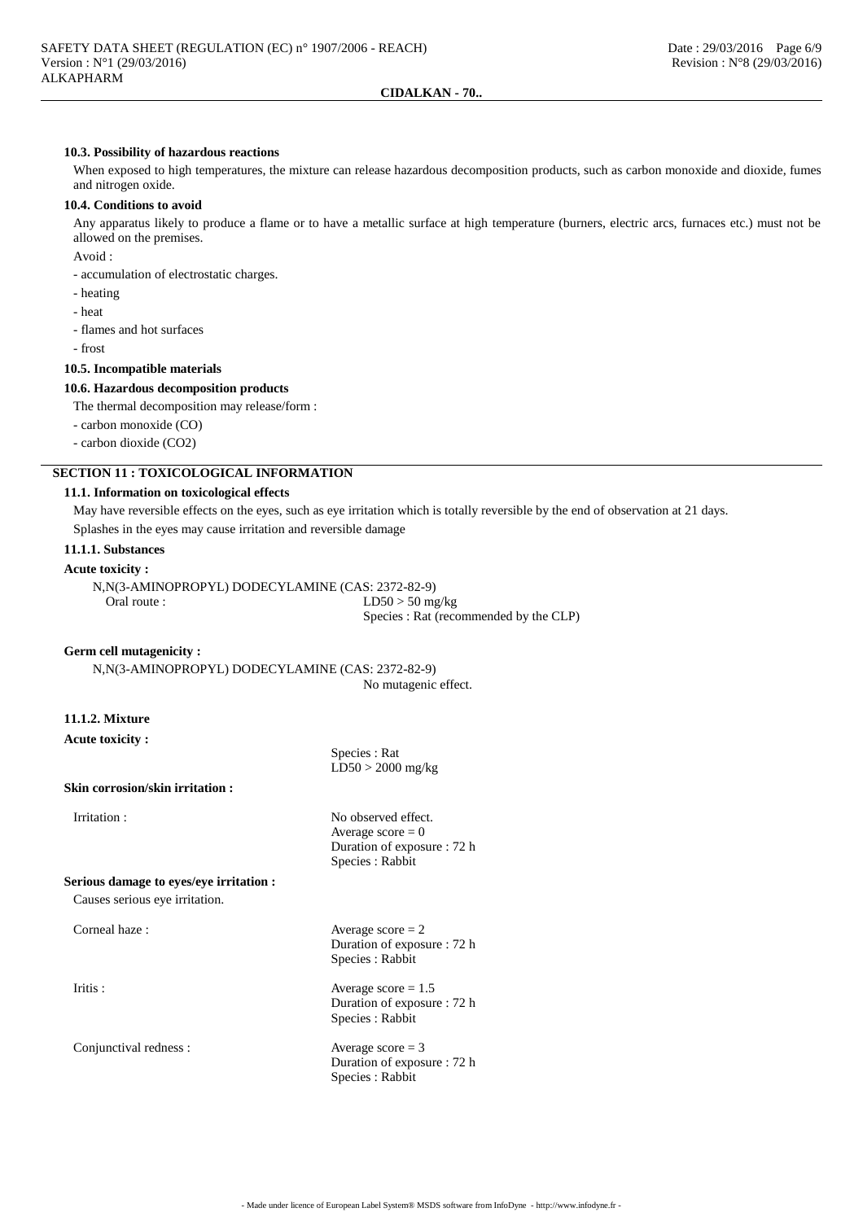#### 10.3. Possibility of hazardous reactions

When exposed to high temperatures, the mixture can release hazardous decomposition products, such as carbon monoxide and dioxide, fumes and nitrogen oxide.

#### 10.4. Conditions to avoid

Any apparatus likely to produce a flame or to have a metallic surface at high temperature (burners, electric arcs, furnaces etc.) must not be allowed on the premises.

Avoid :

- accumulation of electrostatic charges.
- heating
- heat
- flames and hot surfaces
- frost

#### 10.5. Incompatible materials

#### 10.6. Hazardous decomposition products

The thermal decomposition may release/form :

- carbon monoxide (CO)
- carbon dioxide ($CO_2$)

## SECTION 11 : TOXICOLOGICAL INFORMATION

#### 11.1. Information on toxicological effects

May have reversible effects on the eyes, such as eye irritation which is totally reversible by the end of observation at 21 days.

Splashes in the eyes may cause irritation and reversible damage

#### 11.1.1. Substances

**Acute toxicity :**

N,N(3-AMINOPROPYL) DODECYLAMINE (CAS: 2372-82-9)

| | |
|---|---|
| Oral route : | LD50 > 50 mg/kg<br>Species : Rat (recommended by the CLP) |

**Germ cell mutagenicity :**

N,N(3-AMINOPROPYL) DODECYLAMINE (CAS: 2372-82-9)

No mutagenic effect.

#### 11.1.2. Mixture

**Acute toxicity :**

Species : Rat
LD50 > 2000 mg/kg

**Skin corrosion/skin irritation :**

| | |
|---|---|
| Irritation : | No observed effect.<br>Average score = 0<br>Duration of exposure : 72 h<br>Species : Rabbit |

**Serious damage to eyes/eye irritation :**

Causes serious eye irritation.

| | |
|---|---|
| Corneal haze : | Average score = 2<br>Duration of exposure : 72 h<br>Species : Rabbit |
| Iritis : | Average score = 1.5<br>Duration of exposure : 72 h<br>Species : Rabbit |
| Conjunctival redness : | Average score = 3<br>Duration of exposure : 72 h<br>Species : Rabbit |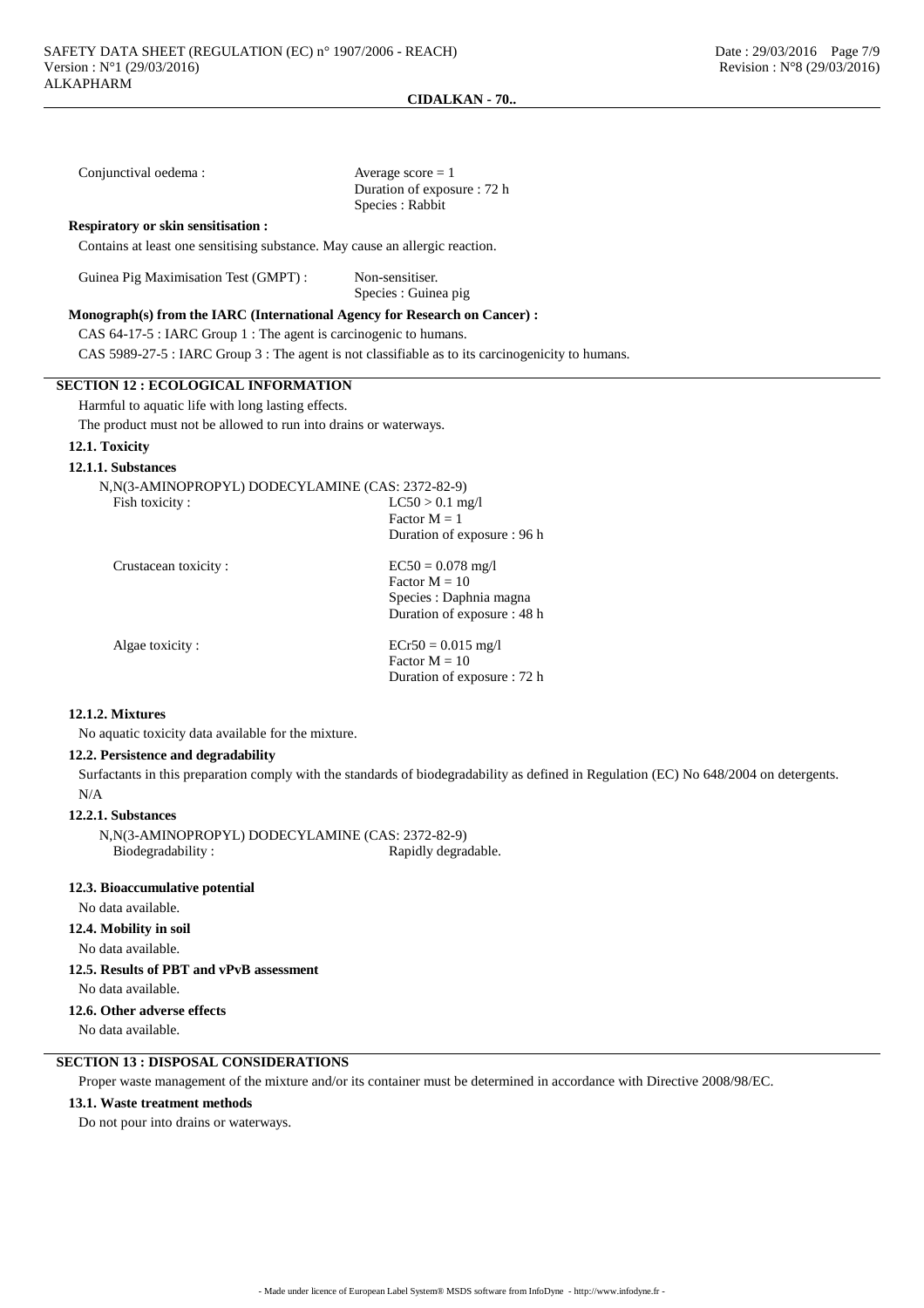Conjunctival oedema : Average score = 1
Duration of exposure : 72 h
Species : Rabbit

**Respiratory or skin sensitisation :**

Contains at least one sensitising substance. May cause an allergic reaction.

Guinea Pig Maximisation Test (GMPT) : Non-sensitiser.
Species : Guinea pig

**Monograph(s) from the IARC (International Agency for Research on Cancer) :**

CAS 64-17-5 : IARC Group 1 : The agent is carcinogenic to humans.

CAS 5989-27-5 : IARC Group 3 : The agent is not classifiable as to its carcinogenicity to humans.

## SECTION 12 : ECOLOGICAL INFORMATION

Harmful to aquatic life with long lasting effects.

The product must not be allowed to run into drains or waterways.

### 12.1. Toxicity

#### 12.1.1. Substances

N,N(3-AMINOPROPYL) DODECYLAMINE (CAS: 2372-82-9)

Fish toxicity : LC50 > 0.1 mg/l
Factor M = 1
Duration of exposure : 96 h

Crustacean toxicity : EC50 = 0.078 mg/l
Factor M = 10
Species : Daphnia magna
Duration of exposure : 48 h

Algae toxicity : ECr50 = 0.015 mg/l
Factor M = 10
Duration of exposure : 72 h

#### 12.1.2. Mixtures

No aquatic toxicity data available for the mixture.

### 12.2. Persistence and degradability

Surfactants in this preparation comply with the standards of biodegradability as defined in Regulation (EC) No 648/2004 on detergents.

N/A

#### 12.2.1. Substances

N,N(3-AMINOPROPYL) DODECYLAMINE (CAS: 2372-82-9)

Biodegradability : Rapidly degradable.

### 12.3. Bioaccumulative potential

No data available.

### 12.4. Mobility in soil

No data available.

### 12.5. Results of PBT and vPvB assessment

No data available.

### 12.6. Other adverse effects

No data available.

## SECTION 13 : DISPOSAL CONSIDERATIONS

Proper waste management of the mixture and/or its container must be determined in accordance with Directive 2008/98/EC.

### 13.1. Waste treatment methods

Do not pour into drains or waterways.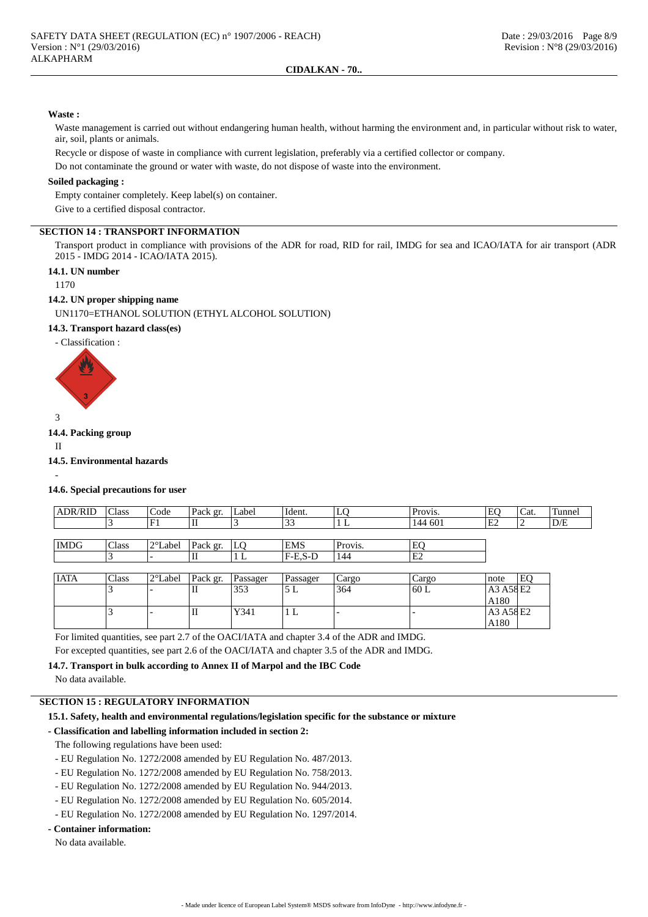**Waste :**

Waste management is carried out without endangering human health, without harming the environment and, in particular without risk to water, air, soil, plants or animals.

Recycle or dispose of waste in compliance with current legislation, preferably via a certified collector or company.

Do not contaminate the ground or water with waste, do not dispose of waste into the environment.

**Soiled packaging :**

Empty container completely. Keep label(s) on container.

Give to a certified disposal contractor.

## SECTION 14 : TRANSPORT INFORMATION

Transport product in compliance with provisions of the ADR for road, RID for rail, IMDG for sea and ICAO/IATA for air transport (ADR 2015 - IMDG 2014 - ICAO/IATA 2015).

### 14.1. UN number

1170

### 14.2. UN proper shipping name

UN1170=ETHANOL SOLUTION (ETHYL ALCOHOL SOLUTION)

### 14.3. Transport hazard class(es)

- Classification :

3

### 14.4. Packing group

II

### 14.5. Environmental hazards

-

### 14.6. Special precautions for user

| ADR/RID | Class | Code | Pack gr. | Label | Ident. | LQ | Provis. | EQ | Cat. | Tunnel |
|---|---|---|---|---|---|---|---|---|---|---|
| | 3 | F1 | II | 3 | 33 | 1 L | 144 601 | E2 | 2 | D/E |

| IMDG | Class | 2°Label | Pack gr. | LQ | EMS | Provis. | EQ |
|---|---|---|---|---|---|---|---|
| | 3 | - | II | 1 L | F-E,S-D | 144 | E2 |

| IATA | Class | 2°Label | Pack gr. | Passager | Passager | Cargo | Cargo | note | EQ |
|---|---|---|---|---|---|---|---|---|---|
| | 3 | - | II | 353 | 5 L | 364 | 60 L | A3 A58 A180 | E2 |
| | 3 | - | II | Y341 | 1 L | - | - | A3 A58 A180 | E2 |

For limited quantities, see part 2.7 of the OACI/IATA and chapter 3.4 of the ADR and IMDG.

For excepted quantities, see part 2.6 of the OACI/IATA and chapter 3.5 of the ADR and IMDG.

### 14.7. Transport in bulk according to Annex II of Marpol and the IBC Code

No data available.

## SECTION 15 : REGULATORY INFORMATION

### 15.1. Safety, health and environmental regulations/legislation specific for the substance or mixture

**- Classification and labelling information included in section 2:**

The following regulations have been used:

- EU Regulation No. 1272/2008 amended by EU Regulation No. 487/2013.
- EU Regulation No. 1272/2008 amended by EU Regulation No. 758/2013.
- EU Regulation No. 1272/2008 amended by EU Regulation No. 944/2013.
- EU Regulation No. 1272/2008 amended by EU Regulation No. 605/2014.
- EU Regulation No. 1272/2008 amended by EU Regulation No. 1297/2014.

**- Container information:**

No data available.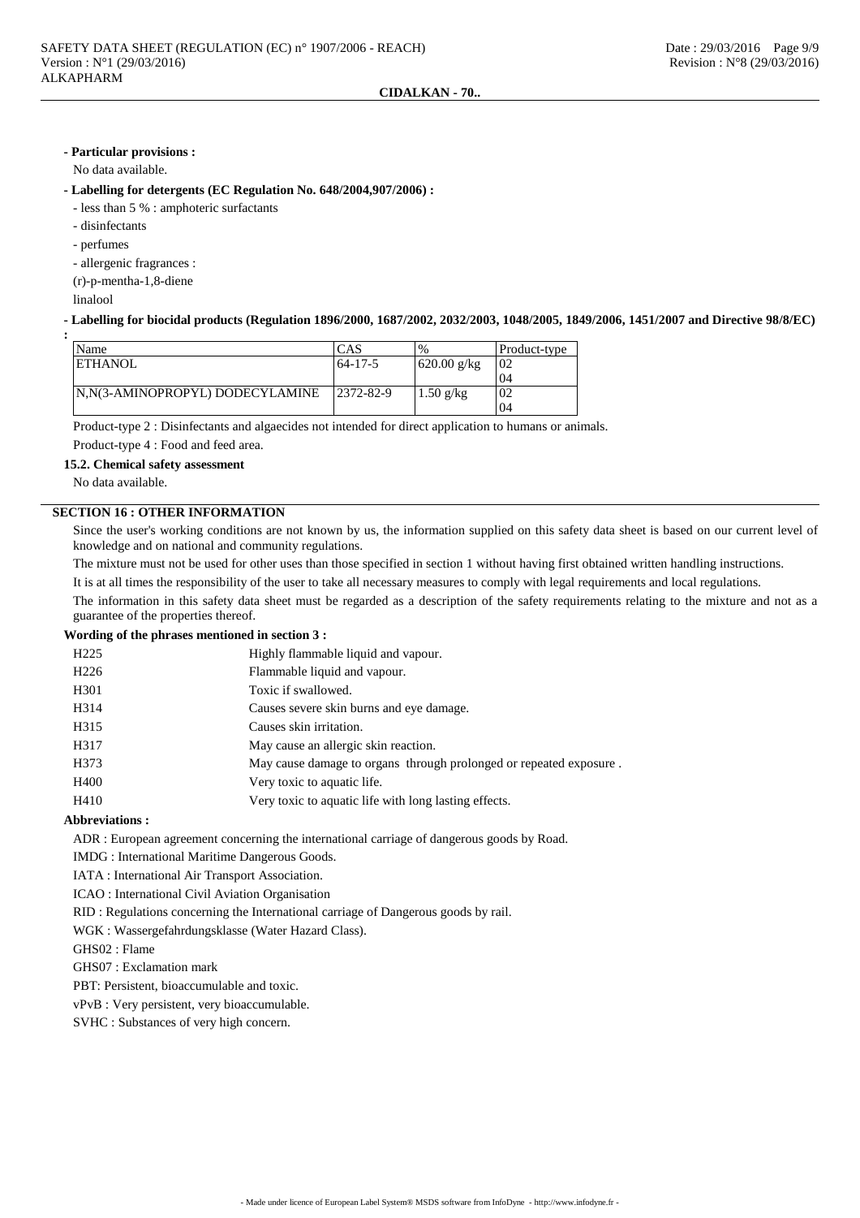- **Particular provisions :**

No data available.

- **Labelling for detergents (EC Regulation No. 648/2004,907/2006) :**

  - less than 5 % : amphoteric surfactants
  - disinfectants
  - perfumes
  - allergenic fragrances :

  (r)-p-mentha-1,8-diene

  linalool

- **Labelling for biocidal products (Regulation 1896/2000, 1687/2002, 2032/2003, 1048/2005, 1849/2006, 1451/2007 and Directive 98/8/EC) :**

| Name | CAS | % | Product-type |
|---|---|---|---|
| ETHANOL | 64-17-5 | 620.00 g/kg | 02<br>04 |
| N,N(3-AMINOPROPYL) DODECYLAMINE | 2372-82-9 | 1.50 g/kg | 02<br>04 |

Product-type 2 : Disinfectants and algaecides not intended for direct application to humans or animals.

Product-type 4 : Food and feed area.

**15.2. Chemical safety assessment**

No data available.

## SECTION 16 : OTHER INFORMATION

Since the user's working conditions are not known by us, the information supplied on this safety data sheet is based on our current level of knowledge and on national and community regulations.

The mixture must not be used for other uses than those specified in section 1 without having first obtained written handling instructions.

It is at all times the responsibility of the user to take all necessary measures to comply with legal requirements and local regulations.

The information in this safety data sheet must be regarded as a description of the safety requirements relating to the mixture and not as a guarantee of the properties thereof.

**Wording of the phrases mentioned in section 3 :**

| | |
|---|---|
| H225 | Highly flammable liquid and vapour. |
| H226 | Flammable liquid and vapour. |
| H301 | Toxic if swallowed. |
| H314 | Causes severe skin burns and eye damage. |
| H315 | Causes skin irritation. |
| H317 | May cause an allergic skin reaction. |
| H373 | May cause damage to organs through prolonged or repeated exposure . |
| H400 | Very toxic to aquatic life. |
| H410 | Very toxic to aquatic life with long lasting effects. |

**Abbreviations :**

ADR : European agreement concerning the international carriage of dangerous goods by Road.

IMDG : International Maritime Dangerous Goods.

IATA : International Air Transport Association.

ICAO : International Civil Aviation Organisation

RID : Regulations concerning the International carriage of Dangerous goods by rail.

WGK : Wassergefahrdungsklasse (Water Hazard Class).

GHS02 : Flame

GHS07 : Exclamation mark

PBT: Persistent, bioaccumulable and toxic.

vPvB : Very persistent, very bioaccumulable.

SVHC : Substances of very high concern.